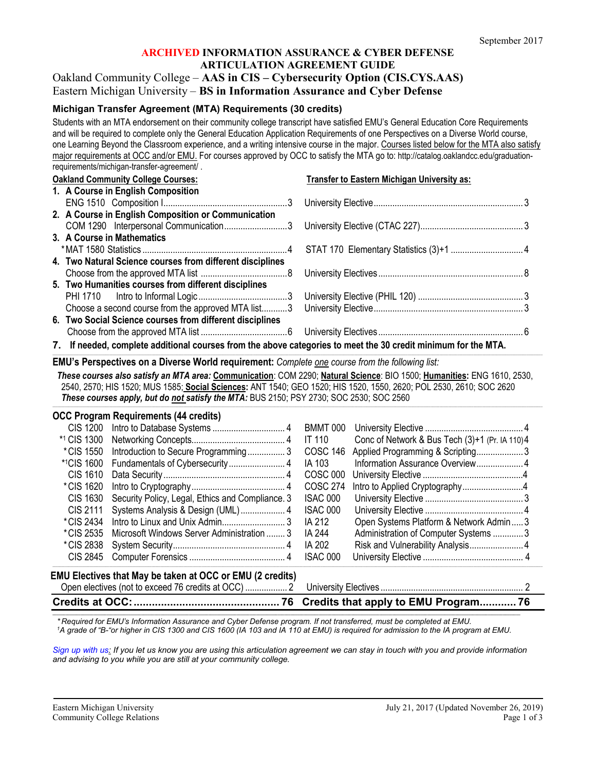September 2017

# ARCHIVED INFORMATION ASSURANCE & CYBER DEFENSE ARTICULATION AGREEMENT GUIDE

## Oakland Community College – AAS in CIS – Cybersecurity Option (CIS.CYS.AAS)
## Eastern Michigan University – BS in Information Assurance and Cyber Defense

### Michigan Transfer Agreement (MTA) Requirements (30 credits)

Students with an MTA endorsement on their community college transcript have satisfied EMU's General Education Core Requirements and will be required to complete only the General Education Application Requirements of one Perspectives on a Diverse World course, one Learning Beyond the Classroom experience, and a writing intensive course in the major. Courses listed below for the MTA also satisfy major requirements at OCC and/or EMU. For courses approved by OCC to satisfy the MTA go to: http://catalog.oaklandcc.edu/graduation-requirements/michigan-transfer-agreement/ .

| Oakland Community College Courses: | Credits | Transfer to Eastern Michigan University as: | Credits |
|---|---|---|---|
| **1. A Course in English Composition** | | | |
| ENG 1510 Composition I | 3 | University Elective | 3 |
| **2. A Course in English Composition or Communication** | | | |
| COM 1290 Interpersonal Communication | 3 | University Elective (CTAC 227) | 3 |
| **3. A Course in Mathematics** | | | |
| *MAT 1580 Statistics | 4 | STAT 170 Elementary Statistics (3)+1 | 4 |
| **4. Two Natural Science courses from different disciplines** | | | |
| Choose from the approved MTA list | 8 | University Electives | 8 |
| **5. Two Humanities courses from different disciplines** | | | |
| PHI 1710 Intro to Informal Logic | 3 | University Elective (PHIL 120) | 3 |
| Choose a second course from the approved MTA list | 3 | University Elective | 3 |
| **6. Two Social Science courses from different disciplines** | | | |
| Choose from the approved MTA list | 6 | University Electives | 6 |

**7. If needed, complete additional courses from the above categories to meet the 30 credit minimum for the MTA.**

**EMU's Perspectives on a Diverse World requirement:** *Complete one course from the following list:*

***These courses also satisfy an MTA area:*** **Communication**: COM 2290; **Natural Science**: BIO 1500; **Humanities:** ENG 1610, 2530, 2540, 2570; HIS 1520; MUS 1585; **Social Sciences:** ANT 1540; GEO 1520; HIS 1520, 1550, 2620; POL 2530, 2610; SOC 2620
***These courses apply, but do not satisfy the MTA:*** BUS 2150; PSY 2730; SOC 2530; SOC 2560

### OCC Program Requirements (44 credits)

| OCC Course | Title | Credits | EMU Course | Title | Credits |
|---|---|---|---|---|---|
| CIS 1200 | Intro to Database Systems | 4 | BMMT 000 | University Elective | 4 |
| *[1] CIS 1300 | Networking Concepts | 4 | IT 110 | Conc of Network & Bus Tech (3)+1 (Pr. IA 110) | 4 |
| *CIS 1550 | Introduction to Secure Programming | 3 | COSC 146 | Applied Programming & Scripting | 3 |
| *[1] CIS 1600 | Fundamentals of Cybersecurity | 4 | IA 103 | Information Assurance Overview | 4 |
| CIS 1610 | Data Security | 4 | COSC 000 | University Elective | 4 |
| *CIS 1620 | Intro to Cryptography | 4 | COSC 274 | Intro to Applied Cryptography | 4 |
| CIS 1630 | Security Policy, Legal, Ethics and Compliance | 3 | ISAC 000 | University Elective | 3 |
| CIS 2111 | Systems Analysis & Design (UML) | 4 | ISAC 000 | University Elective | 4 |
| *CIS 2434 | Intro to Linux and Unix Admin | 3 | IA 212 | Open Systems Platform & Network Admin | 3 |
| *CIS 2535 | Microsoft Windows Server Administration | 3 | IA 244 | Administration of Computer Systems | 3 |
| *CIS 2838 | System Security | 4 | IA 202 | Risk and Vulnerability Analysis | 4 |
| CIS 2845 | Computer Forensics | 4 | ISAC 000 | University Elective | 4 |

### EMU Electives that May be taken at OCC or EMU (2 credits)

| | Credits | | Credits |
|---|---|---|---|
| Open electives (not to exceed 76 credits at OCC) | 2 | University Electives | 2 |
| **Credits at OCC:** | **76** | **Credits that apply to EMU Program** | **76** |

*\* Required for EMU's Information Assurance and Cyber Defense program. If not transferred, must be completed at EMU.*
*[1] A grade of "B-"or higher in CIS 1300 and CIS 1600 (IA 103 and IA 110 at EMU) is required for admission to the IA program at EMU.*

*Sign up with us: If you let us know you are using this articulation agreement we can stay in touch with you and provide information and advising to you while you are still at your community college.*

Eastern Michigan University
Community College Relations

July 21, 2017 (Updated November 26, 2019)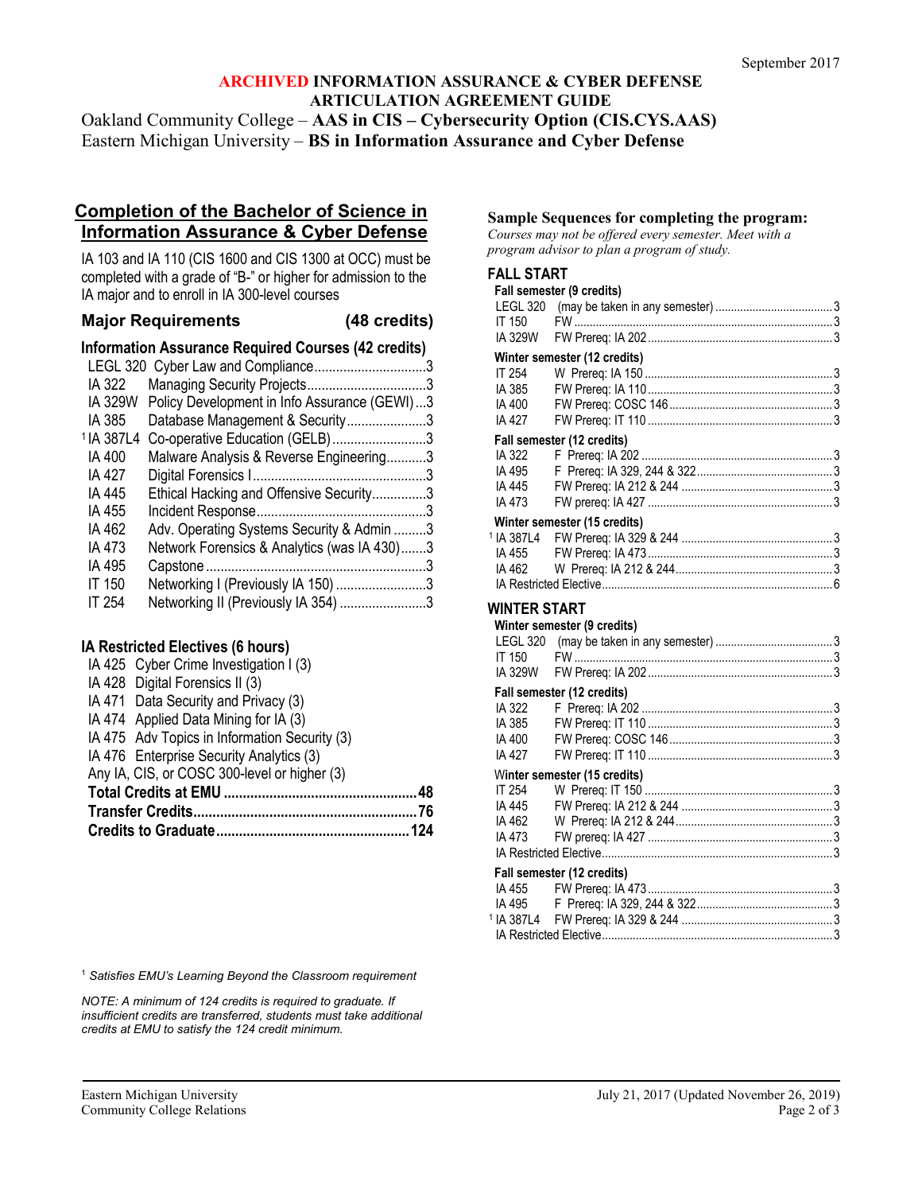September 2017

**ARCHIVED INFORMATION ASSURANCE & CYBER DEFENSE ARTICULATION AGREEMENT GUIDE**

Oakland Community College – **AAS in CIS – Cybersecurity Option (CIS.CYS.AAS)**
Eastern Michigan University – **BS in Information Assurance and Cyber Defense**

## Completion of the Bachelor of Science in Information Assurance & Cyber Defense

IA 103 and IA 110 (CIS 1600 and CIS 1300 at OCC) must be completed with a grade of "B-" or higher for admission to the IA major and to enroll in IA 300-level courses

### Major Requirements (48 credits)

**Information Assurance Required Courses (42 credits)**

| Course | Title | Credits |
|---|---|---|
| LEGL 320 | Cyber Law and Compliance | 3 |
| IA 322 | Managing Security Projects | 3 |
| IA 329W | Policy Development in Info Assurance (GEWI) | 3 |
| IA 385 | Database Management & Security | 3 |
| [1] IA 387L4 | Co-operative Education (GELB) | 3 |
| IA 400 | Malware Analysis & Reverse Engineering | 3 |
| IA 427 | Digital Forensics I | 3 |
| IA 445 | Ethical Hacking and Offensive Security | 3 |
| IA 455 | Incident Response | 3 |
| IA 462 | Adv. Operating Systems Security & Admin | 3 |
| IA 473 | Network Forensics & Analytics (was IA 430) | 3 |
| IA 495 | Capstone | 3 |
| IT 150 | Networking I (Previously IA 150) | 3 |
| IT 254 | Networking II (Previously IA 354) | 3 |

**IA Restricted Electives (6 hours)**

- IA 425 Cyber Crime Investigation I (3)
- IA 428 Digital Forensics II (3)
- IA 471 Data Security and Privacy (3)
- IA 474 Applied Data Mining for IA (3)
- IA 475 Adv Topics in Information Security (3)
- IA 476 Enterprise Security Analytics (3)
- Any IA, CIS, or COSC 300-level or higher (3)

| | |
|---|---|
| **Total Credits at EMU** | **48** |
| **Transfer Credits** | **76** |
| **Credits to Graduate** | **124** |

[1] *Satisfies EMU's Learning Beyond the Classroom requirement*

*NOTE: A minimum of 124 credits is required to graduate. If insufficient credits are transferred, students must take additional credits at EMU to satisfy the 124 credit minimum.*

## Sample Sequences for completing the program:

*Courses may not be offered every semester. Meet with a program advisor to plan a program of study.*

### FALL START

**Fall semester (9 credits)**

| Course | Notes | Credits |
|---|---|---|
| LEGL 320 | (may be taken in any semester) | 3 |
| IT 150 | FW | 3 |
| IA 329W | FW Prereq: IA 202 | 3 |

**Winter semester (12 credits)**

| Course | Notes | Credits |
|---|---|---|
| IT 254 | W Prereq: IA 150 | 3 |
| IA 385 | FW Prereq: IA 110 | 3 |
| IA 400 | FW Prereq: COSC 146 | 3 |
| IA 427 | FW Prereq: IT 110 | 3 |

**Fall semester (12 credits)**

| Course | Notes | Credits |
|---|---|---|
| IA 322 | F Prereq: IA 202 | 3 |
| IA 495 | F Prereq: IA 329, 244 & 322 | 3 |
| IA 445 | FW Prereq: IA 212 & 244 | 3 |
| IA 473 | FW prereq: IA 427 | 3 |

**Winter semester (15 credits)**

| Course | Notes | Credits |
|---|---|---|
| [1] IA 387L4 | FW Prereq: IA 329 & 244 | 3 |
| IA 455 | FW Prereq: IA 473 | 3 |
| IA 462 | W Prereq: IA 212 & 244 | 3 |
| IA Restricted Elective | | 6 |

### WINTER START

**Winter semester (9 credits)**

| Course | Notes | Credits |
|---|---|---|
| LEGL 320 | (may be taken in any semester) | 3 |
| IT 150 | FW | 3 |
| IA 329W | FW Prereq: IA 202 | 3 |

**Fall semester (12 credits)**

| Course | Notes | Credits |
|---|---|---|
| IA 322 | F Prereq: IA 202 | 3 |
| IA 385 | FW Prereq: IT 110 | 3 |
| IA 400 | FW Prereq: COSC 146 | 3 |
| IA 427 | FW Prereq: IT 110 | 3 |

**Winter semester (15 credits)**

| Course | Notes | Credits |
|---|---|---|
| IT 254 | W Prereq: IT 150 | 3 |
| IA 445 | FW Prereq: IA 212 & 244 | 3 |
| IA 462 | W Prereq: IA 212 & 244 | 3 |
| IA 473 | FW prereq: IA 427 | 3 |
| IA Restricted Elective | | 3 |

**Fall semester (12 credits)**

| Course | Notes | Credits |
|---|---|---|
| IA 455 | FW Prereq: IA 473 | 3 |
| IA 495 | F Prereq: IA 329, 244 & 322 | 3 |
| [1] IA 387L4 | FW Prereq: IA 329 & 244 | 3 |
| IA Restricted Elective | | 3 |

Eastern Michigan University
Community College Relations

July 21, 2017 (Updated November 26, 2019)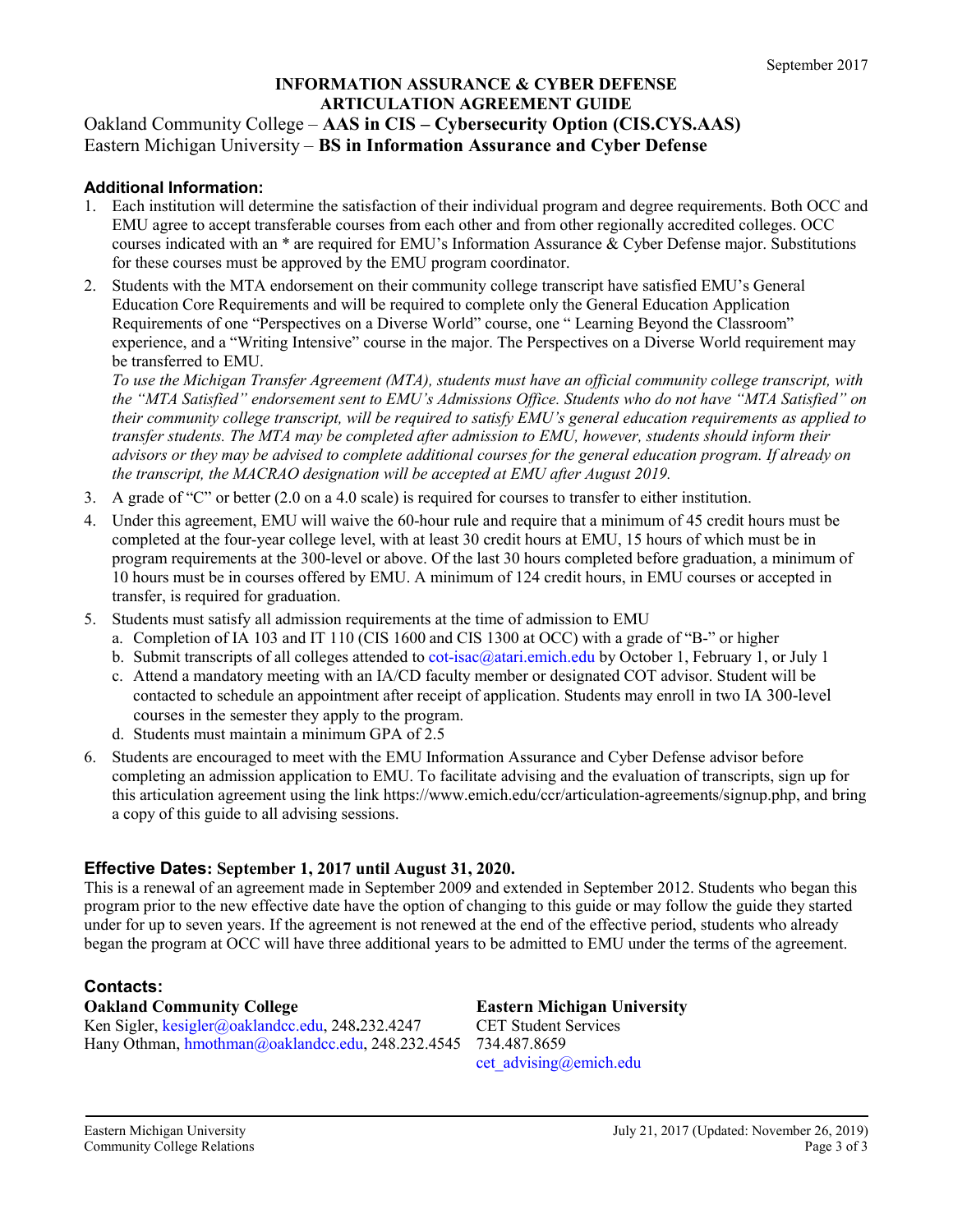September 2017

**INFORMATION ASSURANCE & CYBER DEFENSE**
**ARTICULATION AGREEMENT GUIDE**

Oakland Community College – **AAS in CIS – Cybersecurity Option (CIS.CYS.AAS)**
Eastern Michigan University – **BS in Information Assurance and Cyber Defense**

### Additional Information:

1. Each institution will determine the satisfaction of their individual program and degree requirements. Both OCC and EMU agree to accept transferable courses from each other and from other regionally accredited colleges. OCC courses indicated with an * are required for EMU's Information Assurance & Cyber Defense major. Substitutions for these courses must be approved by the EMU program coordinator.
2. Students with the MTA endorsement on their community college transcript have satisfied EMU's General Education Core Requirements and will be required to complete only the General Education Application Requirements of one "Perspectives on a Diverse World" course, one " Learning Beyond the Classroom" experience, and a "Writing Intensive" course in the major. The Perspectives on a Diverse World requirement may be transferred to EMU.
   *To use the Michigan Transfer Agreement (MTA), students must have an official community college transcript, with the "MTA Satisfied" endorsement sent to EMU's Admissions Office. Students who do not have "MTA Satisfied" on their community college transcript, will be required to satisfy EMU's general education requirements as applied to transfer students. The MTA may be completed after admission to EMU, however, students should inform their advisors or they may be advised to complete additional courses for the general education program. If already on the transcript, the MACRAO designation will be accepted at EMU after August 2019.*
3. A grade of "C" or better (2.0 on a 4.0 scale) is required for courses to transfer to either institution.
4. Under this agreement, EMU will waive the 60-hour rule and require that a minimum of 45 credit hours must be completed at the four-year college level, with at least 30 credit hours at EMU, 15 hours of which must be in program requirements at the 300-level or above. Of the last 30 hours completed before graduation, a minimum of 10 hours must be in courses offered by EMU. A minimum of 124 credit hours, in EMU courses or accepted in transfer, is required for graduation.
5. Students must satisfy all admission requirements at the time of admission to EMU
   a. Completion of IA 103 and IT 110 (CIS 1600 and CIS 1300 at OCC) with a grade of "B-" or higher
   b. Submit transcripts of all colleges attended to cot-isac@atari.emich.edu by October 1, February 1, or July 1
   c. Attend a mandatory meeting with an IA/CD faculty member or designated COT advisor. Student will be contacted to schedule an appointment after receipt of application. Students may enroll in two IA 300-level courses in the semester they apply to the program.
   d. Students must maintain a minimum GPA of 2.5
6. Students are encouraged to meet with the EMU Information Assurance and Cyber Defense advisor before completing an admission application to EMU. To facilitate advising and the evaluation of transcripts, sign up for this articulation agreement using the link https://www.emich.edu/ccr/articulation-agreements/signup.php, and bring a copy of this guide to all advising sessions.

### Effective Dates: September 1, 2017 until August 31, 2020.

This is a renewal of an agreement made in September 2009 and extended in September 2012. Students who began this program prior to the new effective date have the option of changing to this guide or may follow the guide they started under for up to seven years. If the agreement is not renewed at the end of the effective period, students who already began the program at OCC will have three additional years to be admitted to EMU under the terms of the agreement.

### Contacts:

**Oakland Community College**
Ken Sigler, kesigler@oaklandcc.edu, 248.232.4247
Hany Othman, hmothman@oaklandcc.edu, 248.232.4545

**Eastern Michigan University**
CET Student Services
734.487.8659
cet_advising@emich.edu

Eastern Michigan University
Community College Relations

July 21, 2017 (Updated: November 26, 2019)